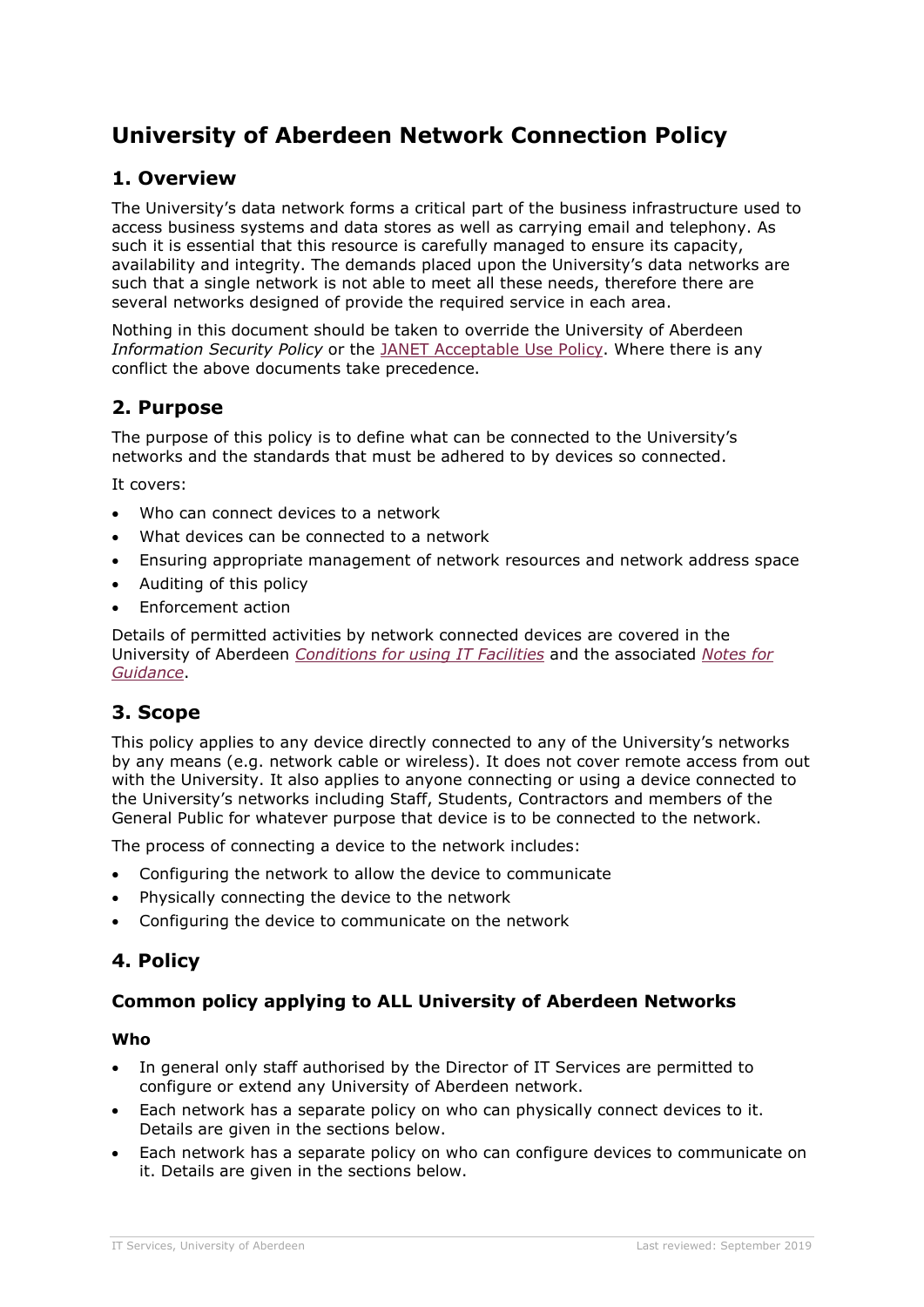# University of Aberdeen Network Connection Policy

## 1. Overview

The University's data network forms a critical part of the business infrastructure used to access business systems and data stores as well as carrying email and telephony. As such it is essential that this resource is carefully managed to ensure its capacity, availability and integrity. The demands placed upon the University's data networks are such that a single network is not able to meet all these needs, therefore there are several networks designed of provide the required service in each area.

Nothing in this document should be taken to override the University of Aberdeen *Information Security Policy* or the JANET Acceptable Use Policy. Where there is any conflict the above documents take precedence.

## 2. Purpose

The purpose of this policy is to define what can be connected to the University's networks and the standards that must be adhered to by devices so connected.

It covers:

- Who can connect devices to a network
- What devices can be connected to a network
- Ensuring appropriate management of network resources and network address space
- Auditing of this policy
- Enforcement action

Details of permitted activities by network connected devices are covered in the University of Aberdeen *Conditions for using IT Facilities* and the associated *Notes for Guidance*.

## 3. Scope

This policy applies to any device directly connected to any of the University's networks by any means (e.g. network cable or wireless). It does not cover remote access from out with the University. It also applies to anyone connecting or using a device connected to the University's networks including Staff, Students, Contractors and members of the General Public for whatever purpose that device is to be connected to the network.

The process of connecting a device to the network includes:

- Configuring the network to allow the device to communicate
- Physically connecting the device to the network
- Configuring the device to communicate on the network

## 4. Policy

### Common policy applying to ALL University of Aberdeen Networks

#### Who

- In general only staff authorised by the Director of IT Services are permitted to configure or extend any University of Aberdeen network.
- Each network has a separate policy on who can physically connect devices to it. Details are given in the sections below.
- Each network has a separate policy on who can configure devices to communicate on it. Details are given in the sections below.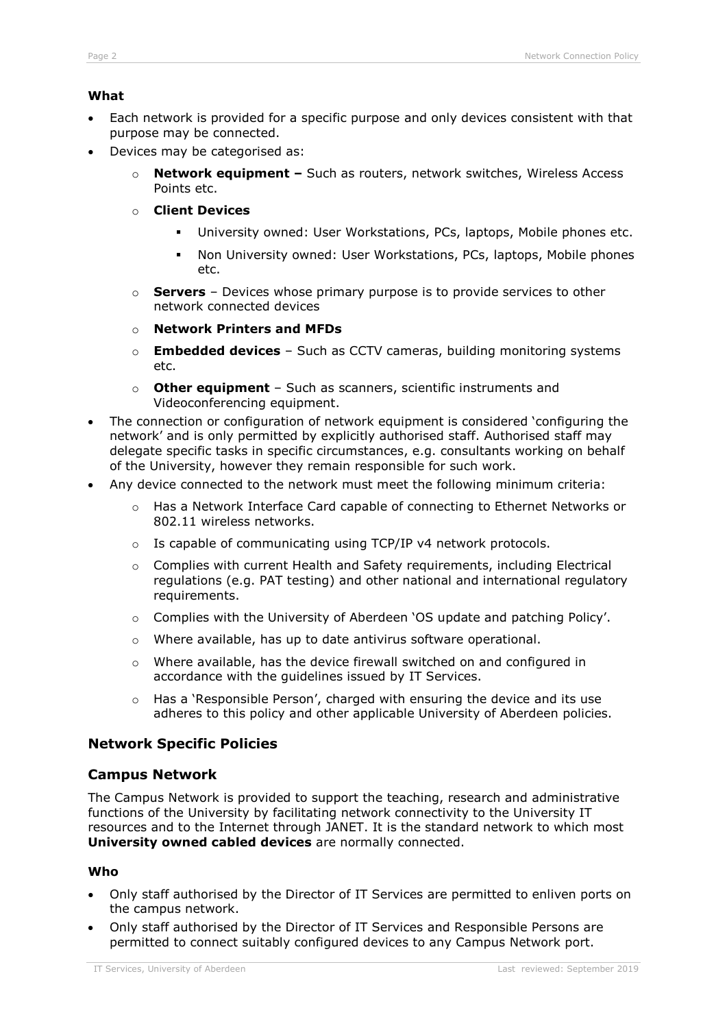**What**

- Each network is provided for a specific purpose and only devices consistent with that purpose may be connected.
- Devices may be categorised as:
    - **Network equipment –** Such as routers, network switches, Wireless Access Points etc.
    - **Client Devices**
        - University owned: User Workstations, PCs, laptops, Mobile phones etc.
        - Non University owned: User Workstations, PCs, laptops, Mobile phones etc.
    - **Servers** – Devices whose primary purpose is to provide services to other network connected devices
    - **Network Printers and MFDs**
    - **Embedded devices** – Such as CCTV cameras, building monitoring systems etc.
    - **Other equipment** – Such as scanners, scientific instruments and Videoconferencing equipment.
- The connection or configuration of network equipment is considered 'configuring the network' and is only permitted by explicitly authorised staff. Authorised staff may delegate specific tasks in specific circumstances, e.g. consultants working on behalf of the University, however they remain responsible for such work.
- Any device connected to the network must meet the following minimum criteria:
    - Has a Network Interface Card capable of connecting to Ethernet Networks or 802.11 wireless networks.
    - Is capable of communicating using TCP/IP v4 network protocols.
    - Complies with current Health and Safety requirements, including Electrical regulations (e.g. PAT testing) and other national and international regulatory requirements.
    - Complies with the University of Aberdeen 'OS update and patching Policy'.
    - Where available, has up to date antivirus software operational.
    - Where available, has the device firewall switched on and configured in accordance with the guidelines issued by IT Services.
    - Has a 'Responsible Person', charged with ensuring the device and its use adheres to this policy and other applicable University of Aberdeen policies.

## Network Specific Policies

## Campus Network

The Campus Network is provided to support the teaching, research and administrative functions of the University by facilitating network connectivity to the University IT resources and to the Internet through JANET. It is the standard network to which most **University owned cabled devices** are normally connected.

**Who**

- Only staff authorised by the Director of IT Services are permitted to enliven ports on the campus network.
- Only staff authorised by the Director of IT Services and Responsible Persons are permitted to connect suitably configured devices to any Campus Network port.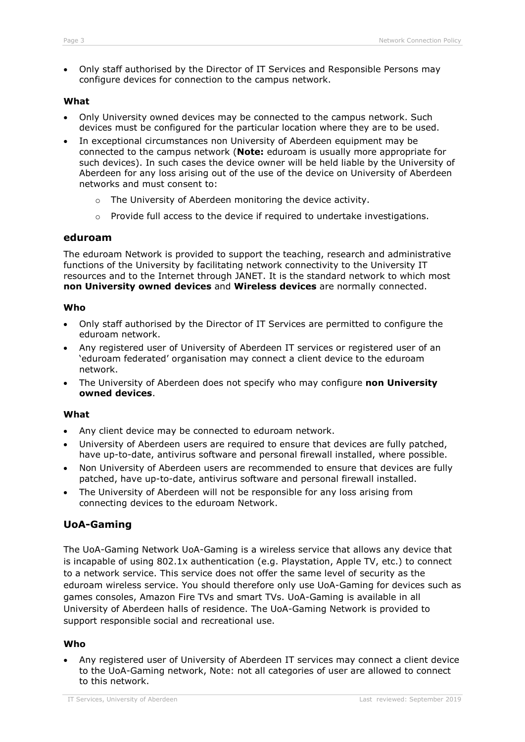- Only staff authorised by the Director of IT Services and Responsible Persons may configure devices for connection to the campus network.

#### What

- Only University owned devices may be connected to the campus network. Such devices must be configured for the particular location where they are to be used.
- In exceptional circumstances non University of Aberdeen equipment may be connected to the campus network (**Note:** eduroam is usually more appropriate for such devices). In such cases the device owner will be held liable by the University of Aberdeen for any loss arising out of the use of the device on University of Aberdeen networks and must consent to:
    - The University of Aberdeen monitoring the device activity.
    - Provide full access to the device if required to undertake investigations.

### eduroam

The eduroam Network is provided to support the teaching, research and administrative functions of the University by facilitating network connectivity to the University IT resources and to the Internet through JANET. It is the standard network to which most **non University owned devices** and **Wireless devices** are normally connected.

#### Who

- Only staff authorised by the Director of IT Services are permitted to configure the eduroam network.
- Any registered user of University of Aberdeen IT services or registered user of an 'eduroam federated' organisation may connect a client device to the eduroam network.
- The University of Aberdeen does not specify who may configure **non University owned devices**.

#### What

- Any client device may be connected to eduroam network.
- University of Aberdeen users are required to ensure that devices are fully patched, have up-to-date, antivirus software and personal firewall installed, where possible.
- Non University of Aberdeen users are recommended to ensure that devices are fully patched, have up-to-date, antivirus software and personal firewall installed.
- The University of Aberdeen will not be responsible for any loss arising from connecting devices to the eduroam Network.

### UoA-Gaming

The UoA-Gaming Network UoA-Gaming is a wireless service that allows any device that is incapable of using 802.1x authentication (e.g. Playstation, Apple TV, etc.) to connect to a network service. This service does not offer the same level of security as the eduroam wireless service. You should therefore only use UoA-Gaming for devices such as games consoles, Amazon Fire TVs and smart TVs. UoA-Gaming is available in all University of Aberdeen halls of residence. The UoA-Gaming Network is provided to support responsible social and recreational use.

#### Who

- Any registered user of University of Aberdeen IT services may connect a client device to the UoA-Gaming network, Note: not all categories of user are allowed to connect to this network.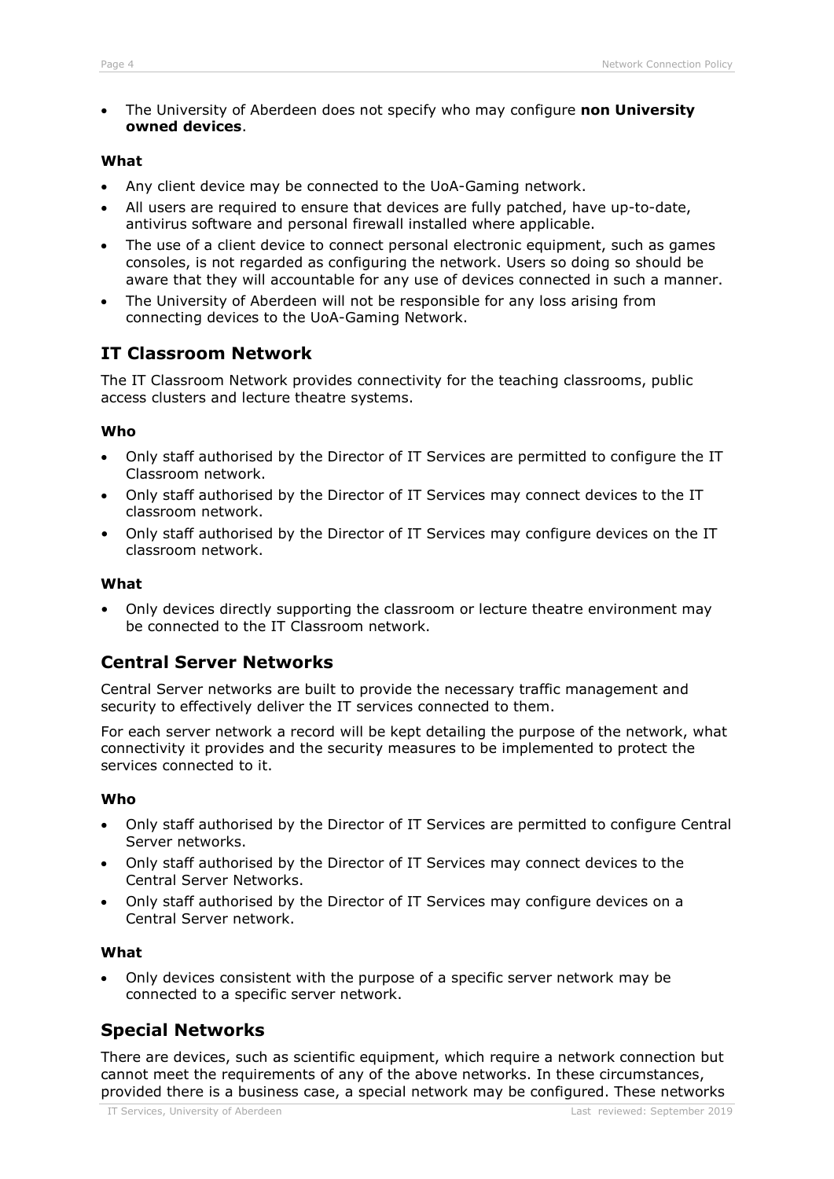- The University of Aberdeen does not specify who may configure **non University owned devices**.

#### What

- Any client device may be connected to the UoA-Gaming network.
- All users are required to ensure that devices are fully patched, have up-to-date, antivirus software and personal firewall installed where applicable.
- The use of a client device to connect personal electronic equipment, such as games consoles, is not regarded as configuring the network. Users so doing so should be aware that they will accountable for any use of devices connected in such a manner.
- The University of Aberdeen will not be responsible for any loss arising from connecting devices to the UoA-Gaming Network.

## IT Classroom Network

The IT Classroom Network provides connectivity for the teaching classrooms, public access clusters and lecture theatre systems.

#### Who

- Only staff authorised by the Director of IT Services are permitted to configure the IT Classroom network.
- Only staff authorised by the Director of IT Services may connect devices to the IT classroom network.
- Only staff authorised by the Director of IT Services may configure devices on the IT classroom network.

#### What

- Only devices directly supporting the classroom or lecture theatre environment may be connected to the IT Classroom network.

## Central Server Networks

Central Server networks are built to provide the necessary traffic management and security to effectively deliver the IT services connected to them.

For each server network a record will be kept detailing the purpose of the network, what connectivity it provides and the security measures to be implemented to protect the services connected to it.

#### Who

- Only staff authorised by the Director of IT Services are permitted to configure Central Server networks.
- Only staff authorised by the Director of IT Services may connect devices to the Central Server Networks.
- Only staff authorised by the Director of IT Services may configure devices on a Central Server network.

#### What

- Only devices consistent with the purpose of a specific server network may be connected to a specific server network.

## Special Networks

There are devices, such as scientific equipment, which require a network connection but cannot meet the requirements of any of the above networks. In these circumstances, provided there is a business case, a special network may be configured. These networks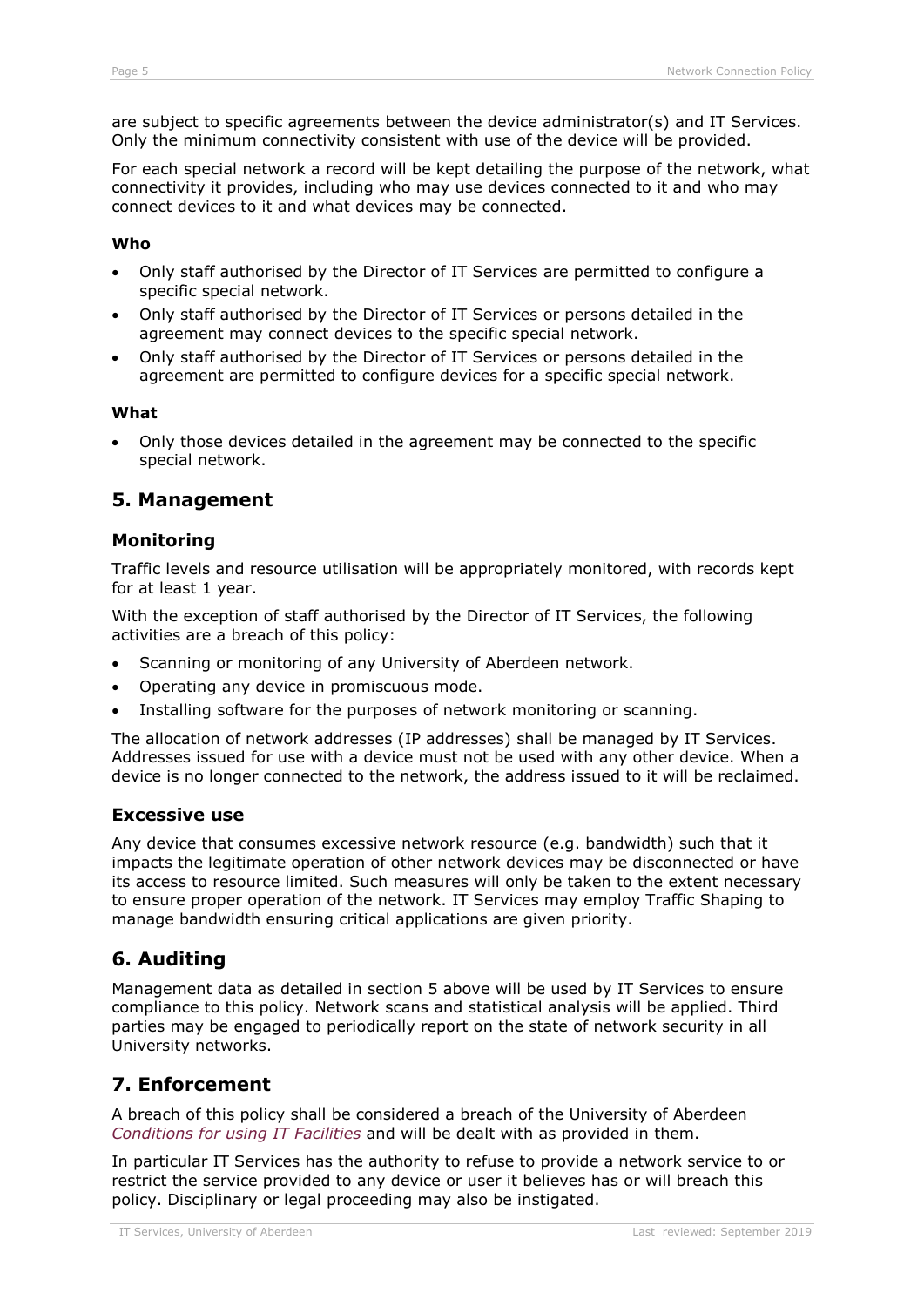are subject to specific agreements between the device administrator(s) and IT Services. Only the minimum connectivity consistent with use of the device will be provided.

For each special network a record will be kept detailing the purpose of the network, what connectivity it provides, including who may use devices connected to it and who may connect devices to it and what devices may be connected.

**Who**

- Only staff authorised by the Director of IT Services are permitted to configure a specific special network.
- Only staff authorised by the Director of IT Services or persons detailed in the agreement may connect devices to the specific special network.
- Only staff authorised by the Director of IT Services or persons detailed in the agreement are permitted to configure devices for a specific special network.

**What**

- Only those devices detailed in the agreement may be connected to the specific special network.

## 5. Management

### Monitoring

Traffic levels and resource utilisation will be appropriately monitored, with records kept for at least 1 year.

With the exception of staff authorised by the Director of IT Services, the following activities are a breach of this policy:

- Scanning or monitoring of any University of Aberdeen network.
- Operating any device in promiscuous mode.
- Installing software for the purposes of network monitoring or scanning.

The allocation of network addresses (IP addresses) shall be managed by IT Services. Addresses issued for use with a device must not be used with any other device. When a device is no longer connected to the network, the address issued to it will be reclaimed.

### Excessive use

Any device that consumes excessive network resource (e.g. bandwidth) such that it impacts the legitimate operation of other network devices may be disconnected or have its access to resource limited. Such measures will only be taken to the extent necessary to ensure proper operation of the network. IT Services may employ Traffic Shaping to manage bandwidth ensuring critical applications are given priority.

## 6. Auditing

Management data as detailed in section 5 above will be used by IT Services to ensure compliance to this policy. Network scans and statistical analysis will be applied. Third parties may be engaged to periodically report on the state of network security in all University networks.

## 7. Enforcement

A breach of this policy shall be considered a breach of the University of Aberdeen *Conditions for using IT Facilities* and will be dealt with as provided in them.

In particular IT Services has the authority to refuse to provide a network service to or restrict the service provided to any device or user it believes has or will breach this policy. Disciplinary or legal proceeding may also be instigated.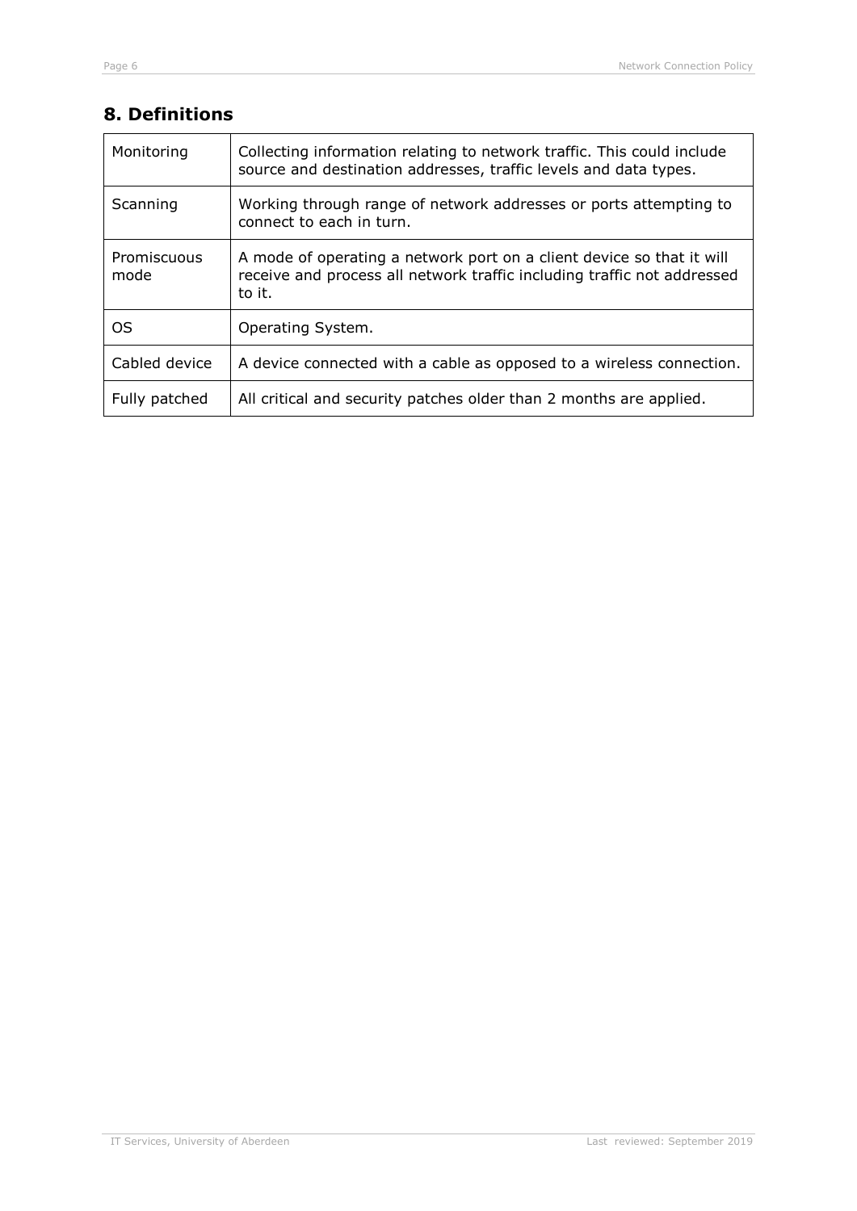## 8. Definitions

| | |
|---|---|
| Monitoring | Collecting information relating to network traffic. This could include source and destination addresses, traffic levels and data types. |
| Scanning | Working through range of network addresses or ports attempting to connect to each in turn. |
| Promiscuous mode | A mode of operating a network port on a client device so that it will receive and process all network traffic including traffic not addressed to it. |
| OS | Operating System. |
| Cabled device | A device connected with a cable as opposed to a wireless connection. |
| Fully patched | All critical and security patches older than 2 months are applied. |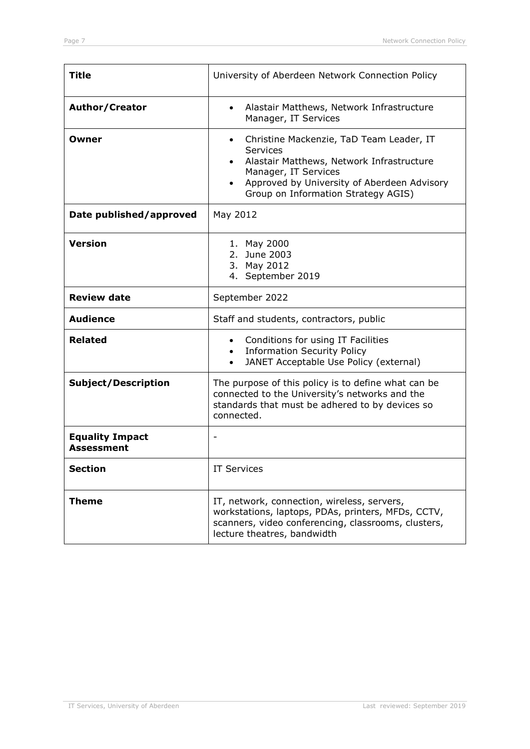| | |
|---|---|
| **Title** | University of Aberdeen Network Connection Policy |
| **Author/Creator** | • Alastair Matthews, Network Infrastructure Manager, IT Services |
| **Owner** | • Christine Mackenzie, TaD Team Leader, IT Services<br>• Alastair Matthews, Network Infrastructure Manager, IT Services<br>• Approved by University of Aberdeen Advisory Group on Information Strategy AGIS) |
| **Date published/approved** | May 2012 |
| **Version** | 1. May 2000<br>2. June 2003<br>3. May 2012<br>4. September 2019 |
| **Review date** | September 2022 |
| **Audience** | Staff and students, contractors, public |
| **Related** | • Conditions for using IT Facilities<br>• Information Security Policy<br>• JANET Acceptable Use Policy (external) |
| **Subject/Description** | The purpose of this policy is to define what can be connected to the University's networks and the standards that must be adhered to by devices so connected. |
| **Equality Impact Assessment** | - |
| **Section** | IT Services |
| **Theme** | IT, network, connection, wireless, servers, workstations, laptops, PDAs, printers, MFDs, CCTV, scanners, video conferencing, classrooms, clusters, lecture theatres, bandwidth |